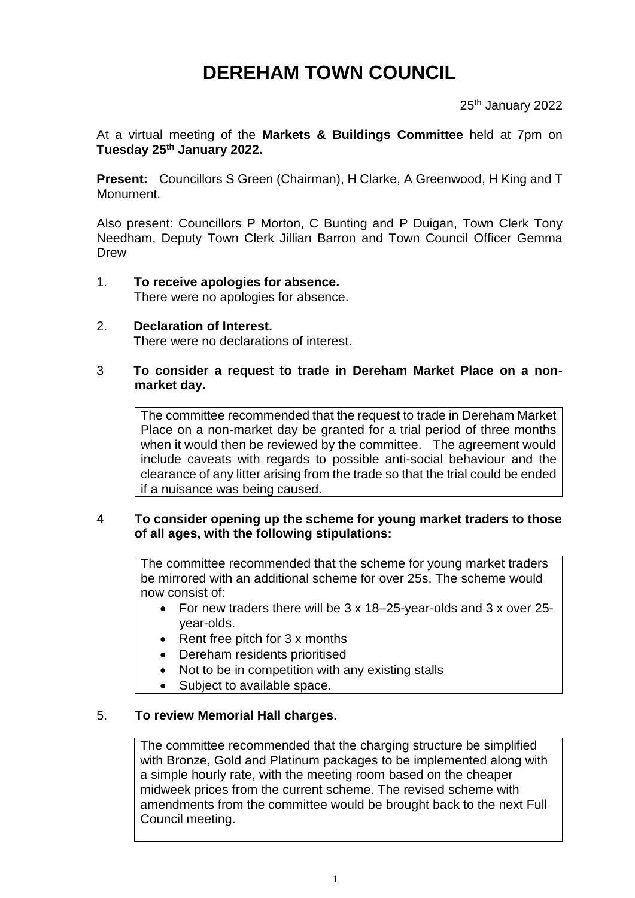# DEREHAM TOWN COUNCIL

25th January 2022

At a virtual meeting of the **Markets & Buildings Committee** held at 7pm on **Tuesday 25th January 2022.**

**Present:** Councillors S Green (Chairman), H Clarke, A Greenwood, H King and T Monument.

Also present: Councillors P Morton, C Bunting and P Duigan, Town Clerk Tony Needham, Deputy Town Clerk Jillian Barron and Town Council Officer Gemma Drew

1. **To receive apologies for absence.**
   There were no apologies for absence.

2. **Declaration of Interest.**
   There were no declarations of interest.

3. **To consider a request to trade in Dereham Market Place on a non-market day.**

   The committee recommended that the request to trade in Dereham Market Place on a non-market day be granted for a trial period of three months when it would then be reviewed by the committee. The agreement would include caveats with regards to possible anti-social behaviour and the clearance of any litter arising from the trade so that the trial could be ended if a nuisance was being caused.

4. **To consider opening up the scheme for young market traders to those of all ages, with the following stipulations:**

   The committee recommended that the scheme for young market traders be mirrored with an additional scheme for over 25s. The scheme would now consist of:

   - For new traders there will be 3 x 18–25-year-olds and 3 x over 25-year-olds.
   - Rent free pitch for 3 x months
   - Dereham residents prioritised
   - Not to be in competition with any existing stalls
   - Subject to available space.

5. **To review Memorial Hall charges.**

   The committee recommended that the charging structure be simplified with Bronze, Gold and Platinum packages to be implemented along with a simple hourly rate, with the meeting room based on the cheaper midweek prices from the current scheme. The revised scheme with amendments from the committee would be brought back to the next Full Council meeting.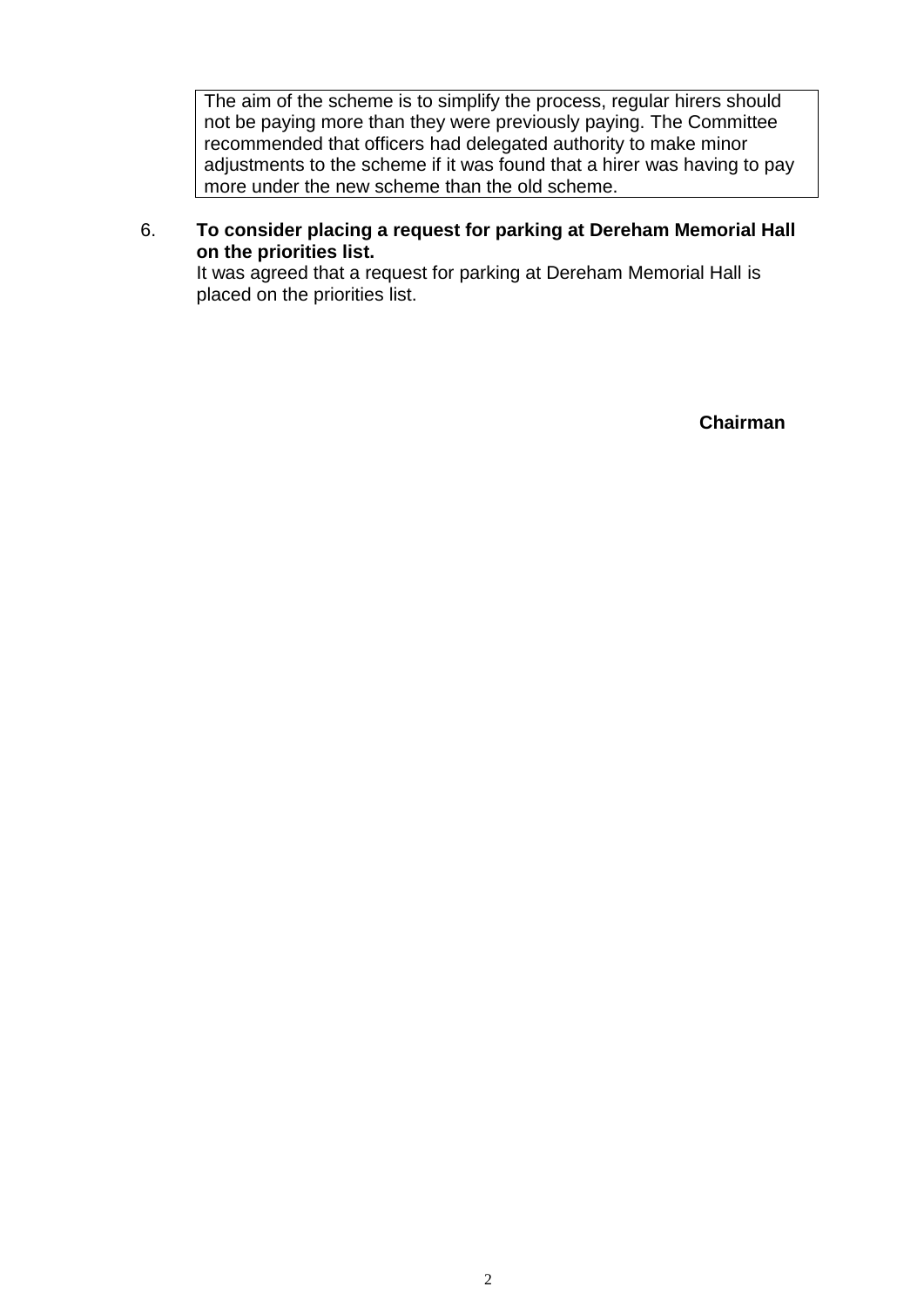The aim of the scheme is to simplify the process, regular hirers should not be paying more than they were previously paying. The Committee recommended that officers had delegated authority to make minor adjustments to the scheme if it was found that a hirer was having to pay more under the new scheme than the old scheme.

6. **To consider placing a request for parking at Dereham Memorial Hall on the priorities list.**
   It was agreed that a request for parking at Dereham Memorial Hall is placed on the priorities list.

**Chairman**